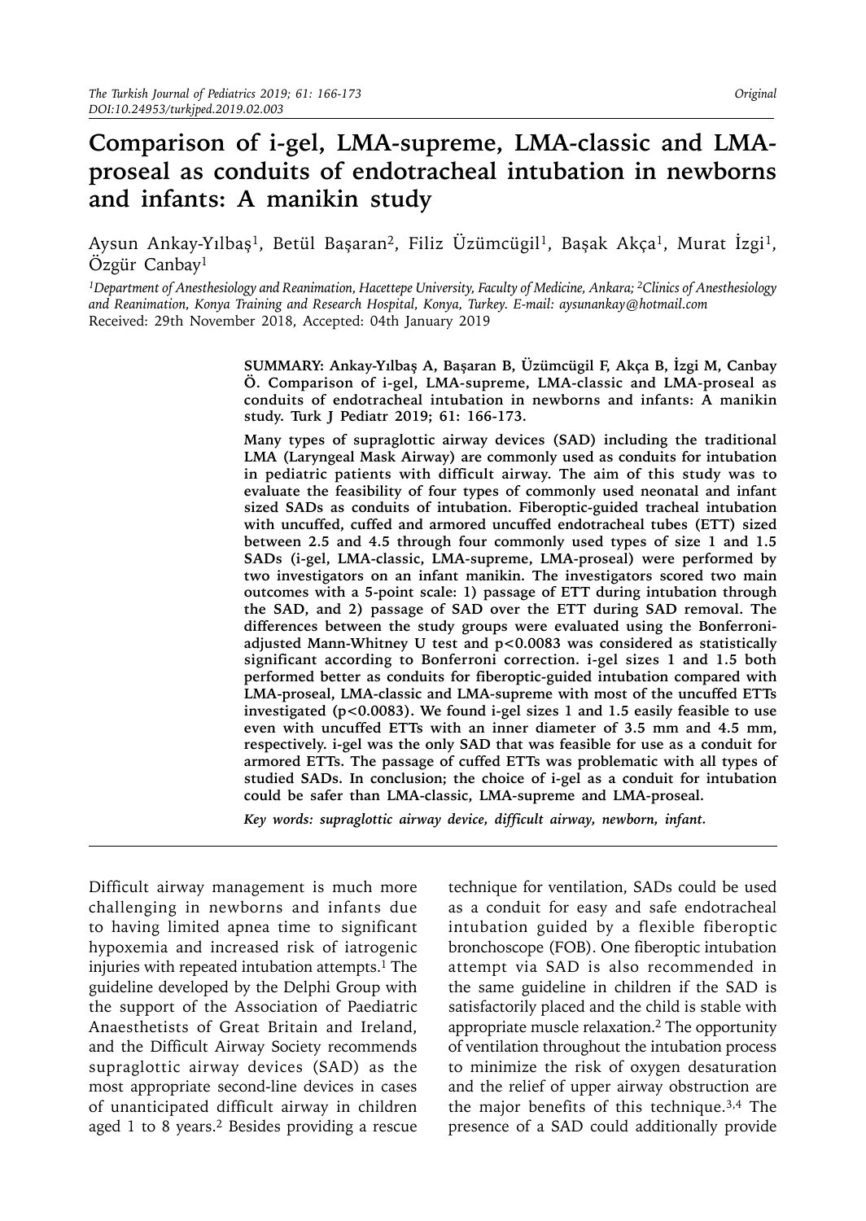# Comparison of i-gel, LMA-supreme, LMA-classic and LMA-proseal as conduits of endotracheal intubation in newborns and infants: A manikin study

Aysun Ankay-Yılbaş[1], Betül Başaran[2], Filiz Üzümcügil[1], Başak Akça[1], Murat İzgi[1], Özgür Canbay[1]

*[1]Department of Anesthesiology and Reanimation, Hacettepe University, Faculty of Medicine, Ankara; [2]Clinics of Anesthesiology and Reanimation, Konya Training and Research Hospital, Konya, Turkey. E-mail: aysunankay@hotmail.com*

Received: 29th November 2018, Accepted: 04th January 2019

**SUMMARY: Ankay-Yılbaş A, Başaran B, Üzümcügil F, Akça B, İzgi M, Canbay Ö. Comparison of i-gel, LMA-supreme, LMA-classic and LMA-proseal as conduits of endotracheal intubation in newborns and infants: A manikin study. Turk J Pediatr 2019; 61: 166-173.**

**Many types of supraglottic airway devices (SAD) including the traditional LMA (Laryngeal Mask Airway) are commonly used as conduits for intubation in pediatric patients with difficult airway. The aim of this study was to evaluate the feasibility of four types of commonly used neonatal and infant sized SADs as conduits of intubation. Fiberoptic-guided tracheal intubation with uncuffed, cuffed and armored uncuffed endotracheal tubes (ETT) sized between 2.5 and 4.5 through four commonly used types of size 1 and 1.5 SADs (i-gel, LMA-classic, LMA-supreme, LMA-proseal) were performed by two investigators on an infant manikin. The investigators scored two main outcomes with a 5-point scale: 1) passage of ETT during intubation through the SAD, and 2) passage of SAD over the ETT during SAD removal. The differences between the study groups were evaluated using the Bonferroni-adjusted Mann-Whitney U test and $p<0.0083$ was considered as statistically significant according to Bonferroni correction. i-gel sizes 1 and 1.5 both performed better as conduits for fiberoptic-guided intubation compared with LMA-proseal, LMA-classic and LMA-supreme with most of the uncuffed ETTs investigated ($p<0.0083$). We found i-gel sizes 1 and 1.5 easily feasible to use even with uncuffed ETTs with an inner diameter of 3.5 mm and 4.5 mm, respectively. i-gel was the only SAD that was feasible for use as a conduit for armored ETTs. The passage of cuffed ETTs was problematic with all types of studied SADs. In conclusion; the choice of i-gel as a conduit for intubation could be safer than LMA-classic, LMA-supreme and LMA-proseal.**

***Key words: supraglottic airway device, difficult airway, newborn, infant.***

Difficult airway management is much more challenging in newborns and infants due to having limited apnea time to significant hypoxemia and increased risk of iatrogenic injuries with repeated intubation attempts.[1] The guideline developed by the Delphi Group with the support of the Association of Paediatric Anaesthetists of Great Britain and Ireland, and the Difficult Airway Society recommends supraglottic airway devices (SAD) as the most appropriate second-line devices in cases of unanticipated difficult airway in children aged 1 to 8 years.[2] Besides providing a rescue technique for ventilation, SADs could be used as a conduit for easy and safe endotracheal intubation guided by a flexible fiberoptic bronchoscope (FOB). One fiberoptic intubation attempt via SAD is also recommended in the same guideline in children if the SAD is satisfactorily placed and the child is stable with appropriate muscle relaxation.[2] The opportunity of ventilation throughout the intubation process to minimize the risk of oxygen desaturation and the relief of upper airway obstruction are the major benefits of this technique.[3,4] The presence of a SAD could additionally provide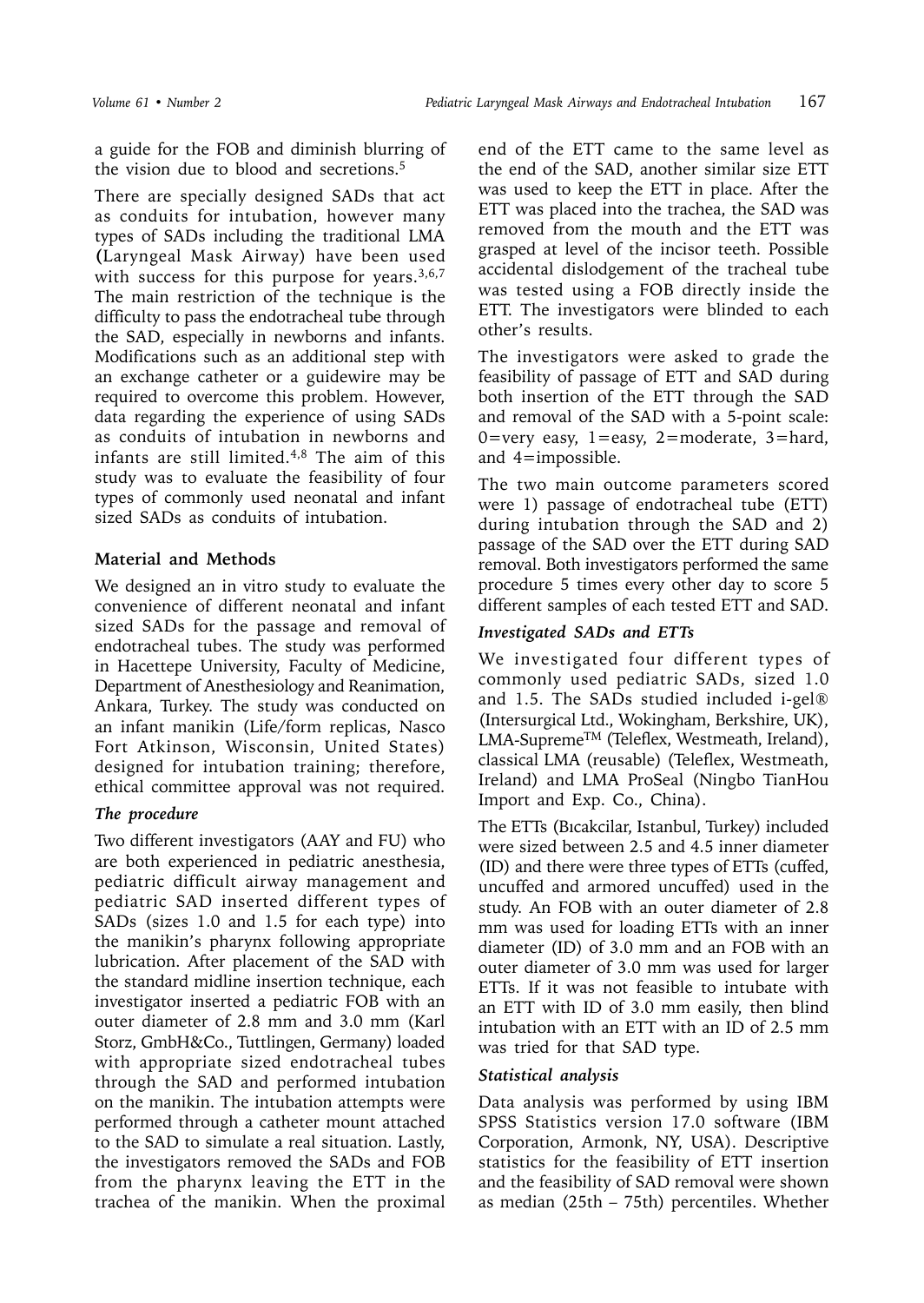a guide for the FOB and diminish blurring of the vision due to blood and secretions.[5]

There are specially designed SADs that act as conduits for intubation, however many types of SADs including the traditional LMA (Laryngeal Mask Airway) have been used with success for this purpose for years.[3,6,7] The main restriction of the technique is the difficulty to pass the endotracheal tube through the SAD, especially in newborns and infants. Modifications such as an additional step with an exchange catheter or a guidewire may be required to overcome this problem. However, data regarding the experience of using SADs as conduits of intubation in newborns and infants are still limited.[4,8] The aim of this study was to evaluate the feasibility of four types of commonly used neonatal and infant sized SADs as conduits of intubation.

## Material and Methods

We designed an in vitro study to evaluate the convenience of different neonatal and infant sized SADs for the passage and removal of endotracheal tubes. The study was performed in Hacettepe University, Faculty of Medicine, Department of Anesthesiology and Reanimation, Ankara, Turkey. The study was conducted on an infant manikin (Life/form replicas, Nasco Fort Atkinson, Wisconsin, United States) designed for intubation training; therefore, ethical committee approval was not required.

### *The procedure*

Two different investigators (AAY and FU) who are both experienced in pediatric anesthesia, pediatric difficult airway management and pediatric SAD inserted different types of SADs (sizes 1.0 and 1.5 for each type) into the manikin's pharynx following appropriate lubrication. After placement of the SAD with the standard midline insertion technique, each investigator inserted a pediatric FOB with an outer diameter of 2.8 mm and 3.0 mm (Karl Storz, GmbH&Co., Tuttlingen, Germany) loaded with appropriate sized endotracheal tubes through the SAD and performed intubation on the manikin. The intubation attempts were performed through a catheter mount attached to the SAD to simulate a real situation. Lastly, the investigators removed the SADs and FOB from the pharynx leaving the ETT in the trachea of the manikin. When the proximal end of the ETT came to the same level as the end of the SAD, another similar size ETT was used to keep the ETT in place. After the ETT was placed into the trachea, the SAD was removed from the mouth and the ETT was grasped at level of the incisor teeth. Possible accidental dislodgement of the tracheal tube was tested using a FOB directly inside the ETT. The investigators were blinded to each other's results.

The investigators were asked to grade the feasibility of passage of ETT and SAD during both insertion of the ETT through the SAD and removal of the SAD with a 5-point scale: 0=very easy, 1=easy, 2=moderate, 3=hard, and 4=impossible.

The two main outcome parameters scored were 1) passage of endotracheal tube (ETT) during intubation through the SAD and 2) passage of the SAD over the ETT during SAD removal. Both investigators performed the same procedure 5 times every other day to score 5 different samples of each tested ETT and SAD.

### *Investigated SADs and ETTs*

We investigated four different types of commonly used pediatric SADs, sized 1.0 and 1.5. The SADs studied included i-gel® (Intersurgical Ltd., Wokingham, Berkshire, UK), LMA-Supreme™ (Teleflex, Westmeath, Ireland), classical LMA (reusable) (Teleflex, Westmeath, Ireland) and LMA ProSeal (Ningbo TianHou Import and Exp. Co., China).

The ETTs (Bıcakcilar, Istanbul, Turkey) included were sized between 2.5 and 4.5 inner diameter (ID) and there were three types of ETTs (cuffed, uncuffed and armored uncuffed) used in the study. An FOB with an outer diameter of 2.8 mm was used for loading ETTs with an inner diameter (ID) of 3.0 mm and an FOB with an outer diameter of 3.0 mm was used for larger ETTs. If it was not feasible to intubate with an ETT with ID of 3.0 mm easily, then blind intubation with an ETT with an ID of 2.5 mm was tried for that SAD type.

### *Statistical analysis*

Data analysis was performed by using IBM SPSS Statistics version 17.0 software (IBM Corporation, Armonk, NY, USA). Descriptive statistics for the feasibility of ETT insertion and the feasibility of SAD removal were shown as median (25th – 75th) percentiles. Whether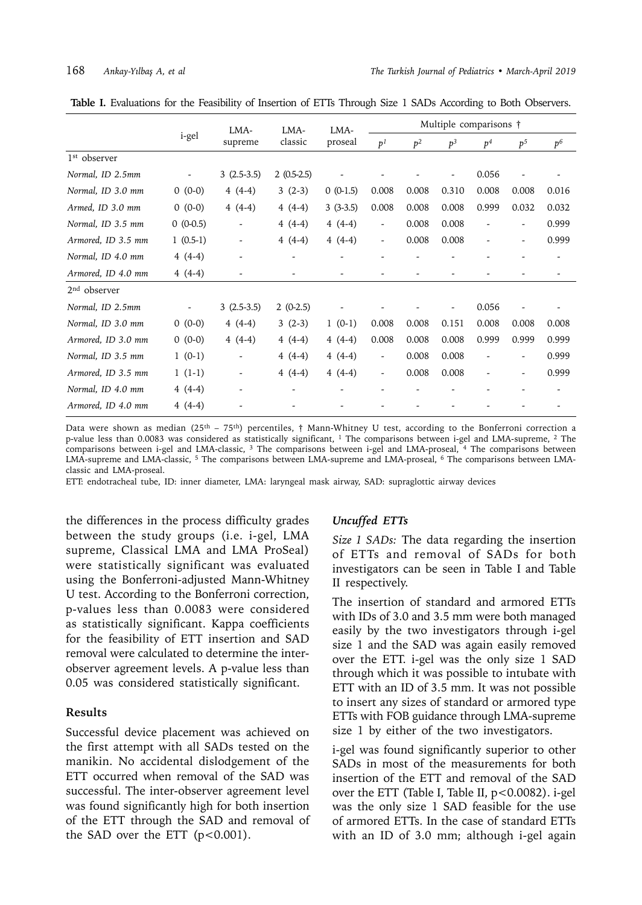**Table I.** Evaluations for the Feasibility of Insertion of ETTs Through Size 1 SADs According to Both Observers.

| | i-gel | LMA-supreme | LMA-classic | LMA-proseal | Multiple comparisons † | | | | | |
|---|---|---|---|---|---|---|---|---|---|---|
| | | | | | $p^1$ | $p^2$ | $p^3$ | $p^4$ | $p^5$ | $p^6$ |
| 1st observer | | | | | | | | | | |
| *Normal, ID 2.5mm* | - | 3 (2.5-3.5) | 2 (0.5-2.5) | - | - | - | - | 0.056 | - | - |
| *Normal, ID 3.0 mm* | 0 (0-0) | 4 (4-4) | 3 (2-3) | 0 (0-1.5) | 0.008 | 0.008 | 0.310 | 0.008 | 0.008 | 0.016 |
| *Armed, ID 3.0 mm* | 0 (0-0) | 4 (4-4) | 4 (4-4) | 3 (3-3.5) | 0.008 | 0.008 | 0.008 | 0.999 | 0.032 | 0.032 |
| *Normal, ID 3.5 mm* | 0 (0-0.5) | - | 4 (4-4) | 4 (4-4) | - | 0.008 | 0.008 | - | - | 0.999 |
| *Armored, ID 3.5 mm* | 1 (0.5-1) | - | 4 (4-4) | 4 (4-4) | - | 0.008 | 0.008 | - | - | 0.999 |
| *Normal, ID 4.0 mm* | 4 (4-4) | - | - | - | - | - | - | - | - | - |
| *Armored, ID 4.0 mm* | 4 (4-4) | - | - | - | - | - | - | - | - | - |
| 2nd observer | | | | | | | | | | |
| *Normal, ID 2.5mm* | - | 3 (2.5-3.5) | 2 (0-2.5) | - | - | - | - | 0.056 | - | - |
| *Normal, ID 3.0 mm* | 0 (0-0) | 4 (4-4) | 3 (2-3) | 1 (0-1) | 0.008 | 0.008 | 0.151 | 0.008 | 0.008 | 0.008 |
| *Armored, ID 3.0 mm* | 0 (0-0) | 4 (4-4) | 4 (4-4) | 4 (4-4) | 0.008 | 0.008 | 0.008 | 0.999 | 0.999 | 0.999 |
| *Normal, ID 3.5 mm* | 1 (0-1) | - | 4 (4-4) | 4 (4-4) | - | 0.008 | 0.008 | - | - | 0.999 |
| *Armored, ID 3.5 mm* | 1 (1-1) | - | 4 (4-4) | 4 (4-4) | - | 0.008 | 0.008 | - | - | 0.999 |
| *Normal, ID 4.0 mm* | 4 (4-4) | - | - | - | - | - | - | - | - | - |
| *Armored, ID 4.0 mm* | 4 (4-4) | - | - | - | - | - | - | - | - | - |

Data were shown as median (25th – 75th) percentiles, † Mann-Whitney U test, according to the Bonferroni correction a p-value less than 0.0083 was considered as statistically significant, [1] The comparisons between i-gel and LMA-supreme, [2] The comparisons between i-gel and LMA-classic, [3] The comparisons between i-gel and LMA-proseal, [4] The comparisons between LMA-supreme and LMA-classic, [5] The comparisons between LMA-supreme and LMA-proseal, [6] The comparisons between LMA-classic and LMA-proseal.

ETT: endotracheal tube, ID: inner diameter, LMA: laryngeal mask airway, SAD: supraglottic airway devices

the differences in the process difficulty grades between the study groups (i.e. i-gel, LMA supreme, Classical LMA and LMA ProSeal) were statistically significant was evaluated using the Bonferroni-adjusted Mann-Whitney U test. According to the Bonferroni correction, p-values less than 0.0083 were considered as statistically significant. Kappa coefficients for the feasibility of ETT insertion and SAD removal were calculated to determine the inter-observer agreement levels. A p-value less than 0.05 was considered statistically significant.

## Results

Successful device placement was achieved on the first attempt with all SADs tested on the manikin. No accidental dislodgement of the ETT occurred when removal of the SAD was successful. The inter-observer agreement level was found significantly high for both insertion of the ETT through the SAD and removal of the SAD over the ETT ($p<0.001$).

### *Uncuffed ETTs*

*Size 1 SADs:* The data regarding the insertion of ETTs and removal of SADs for both investigators can be seen in Table I and Table II respectively.

The insertion of standard and armored ETTs with IDs of 3.0 and 3.5 mm were both managed easily by the two investigators through i-gel size 1 and the SAD was again easily removed over the ETT. i-gel was the only size 1 SAD through which it was possible to intubate with ETT with an ID of 3.5 mm. It was not possible to insert any sizes of standard or armored type ETTs with FOB guidance through LMA-supreme size 1 by either of the two investigators.

i-gel was found significantly superior to other SADs in most of the measurements for both insertion of the ETT and removal of the SAD over the ETT (Table I, Table II, $p<0.0082$). i-gel was the only size 1 SAD feasible for the use of armored ETTs. In the case of standard ETTs with an ID of 3.0 mm; although i-gel again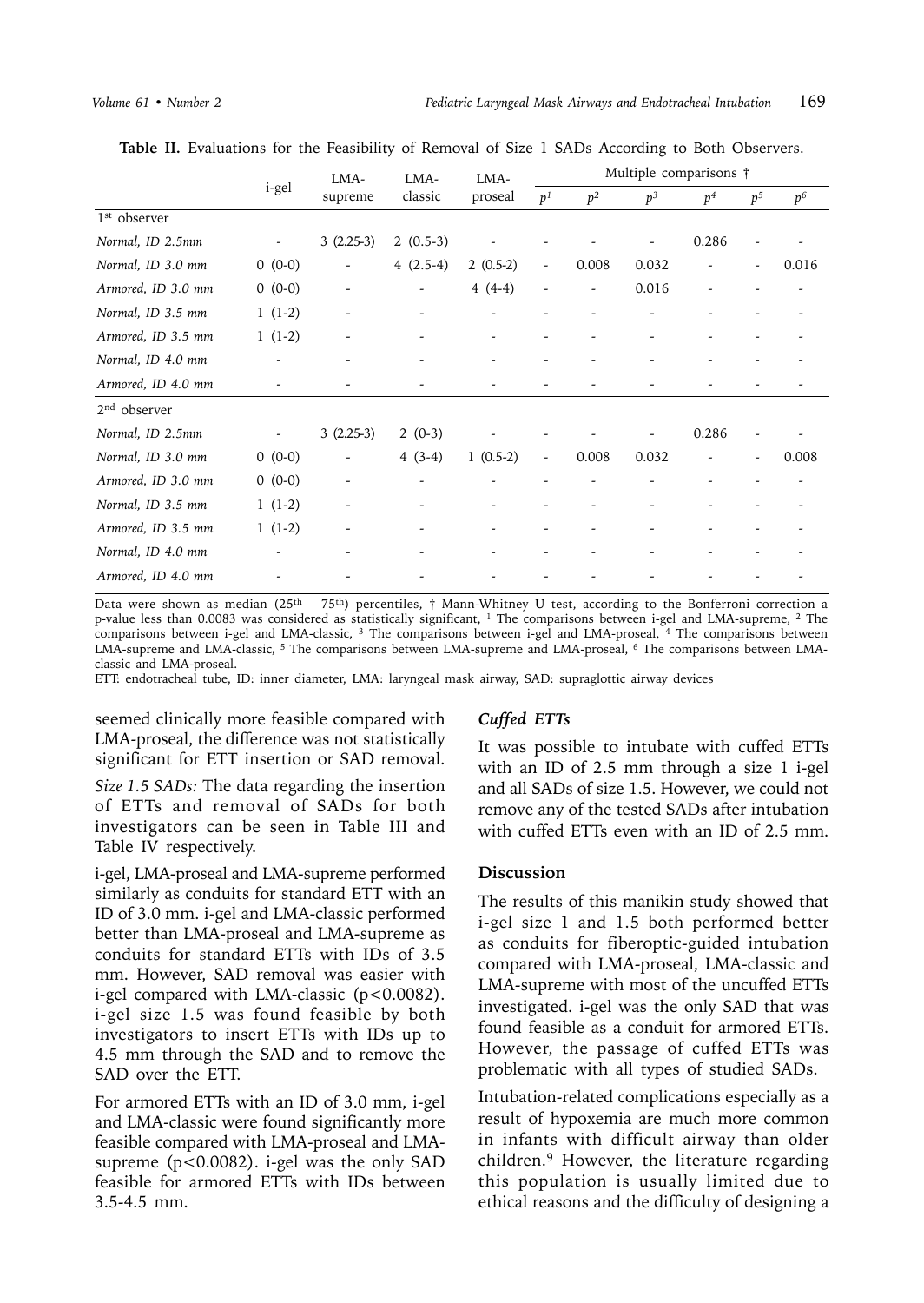**Table II.** Evaluations for the Feasibility of Removal of Size 1 SADs According to Both Observers.

| | i-gel | LMA-supreme | LMA-classic | LMA-proseal | Multiple comparisons † | | | | | |
|---|---|---|---|---|---|---|---|---|---|---|
| | | | | | $p^1$ | $p^2$ | $p^3$ | $p^4$ | $p^5$ | $p^6$ |
| 1st observer | | | | | | | | | | |
| *Normal, ID 2.5mm* | - | 3 (2.25-3) | 2 (0.5-3) | - | - | - | - | 0.286 | - | - |
| *Normal, ID 3.0 mm* | 0 (0-0) | - | 4 (2.5-4) | 2 (0.5-2) | - | 0.008 | 0.032 | - | - | 0.016 |
| *Armored, ID 3.0 mm* | 0 (0-0) | - | - | 4 (4-4) | - | - | 0.016 | - | - | - |
| *Normal, ID 3.5 mm* | 1 (1-2) | - | - | - | - | - | - | - | - | - |
| *Armored, ID 3.5 mm* | 1 (1-2) | - | - | - | - | - | - | - | - | - |
| *Normal, ID 4.0 mm* | - | - | - | - | - | - | - | - | - | - |
| *Armored, ID 4.0 mm* | - | - | - | - | - | - | - | - | - | - |
| 2nd observer | | | | | | | | | | |
| *Normal, ID 2.5mm* | - | 3 (2.25-3) | 2 (0-3) | - | - | - | - | 0.286 | - | - |
| *Normal, ID 3.0 mm* | 0 (0-0) | - | 4 (3-4) | 1 (0.5-2) | - | 0.008 | 0.032 | - | - | 0.008 |
| *Armored, ID 3.0 mm* | 0 (0-0) | - | - | - | - | - | - | - | - | - |
| *Normal, ID 3.5 mm* | 1 (1-2) | - | - | - | - | - | - | - | - | - |
| *Armored, ID 3.5 mm* | 1 (1-2) | - | - | - | - | - | - | - | - | - |
| *Normal, ID 4.0 mm* | - | - | - | - | - | - | - | - | - | - |
| *Armored, ID 4.0 mm* | - | - | - | - | - | - | - | - | - | - |

Data were shown as median (25th – 75th) percentiles, † Mann-Whitney U test, according to the Bonferroni correction a p-value less than 0.0083 was considered as statistically significant, [1] The comparisons between i-gel and LMA-supreme, [2] The comparisons between i-gel and LMA-classic, [3] The comparisons between i-gel and LMA-proseal, [4] The comparisons between LMA-supreme and LMA-classic, [5] The comparisons between LMA-supreme and LMA-proseal, [6] The comparisons between LMA-classic and LMA-proseal.

ETT: endotracheal tube, ID: inner diameter, LMA: laryngeal mask airway, SAD: supraglottic airway devices

seemed clinically more feasible compared with LMA-proseal, the difference was not statistically significant for ETT insertion or SAD removal.

*Size 1.5 SADs:* The data regarding the insertion of ETTs and removal of SADs for both investigators can be seen in Table III and Table IV respectively.

i-gel, LMA-proseal and LMA-supreme performed similarly as conduits for standard ETT with an ID of 3.0 mm. i-gel and LMA-classic performed better than LMA-proseal and LMA-supreme as conduits for standard ETTs with IDs of 3.5 mm. However, SAD removal was easier with i-gel compared with LMA-classic ($p<0.0082$). i-gel size 1.5 was found feasible by both investigators to insert ETTs with IDs up to 4.5 mm through the SAD and to remove the SAD over the ETT.

For armored ETTs with an ID of 3.0 mm, i-gel and LMA-classic were found significantly more feasible compared with LMA-proseal and LMA-supreme ($p<0.0082$). i-gel was the only SAD feasible for armored ETTs with IDs between 3.5-4.5 mm.

### *Cuffed ETTs*

It was possible to intubate with cuffed ETTs with an ID of 2.5 mm through a size 1 i-gel and all SADs of size 1.5. However, we could not remove any of the tested SADs after intubation with cuffed ETTs even with an ID of 2.5 mm.

## Discussion

The results of this manikin study showed that i-gel size 1 and 1.5 both performed better as conduits for fiberoptic-guided intubation compared with LMA-proseal, LMA-classic and LMA-supreme with most of the uncuffed ETTs investigated. i-gel was the only SAD that was found feasible as a conduit for armored ETTs. However, the passage of cuffed ETTs was problematic with all types of studied SADs.

Intubation-related complications especially as a result of hypoxemia are much more common in infants with difficult airway than older children.[9] However, the literature regarding this population is usually limited due to ethical reasons and the difficulty of designing a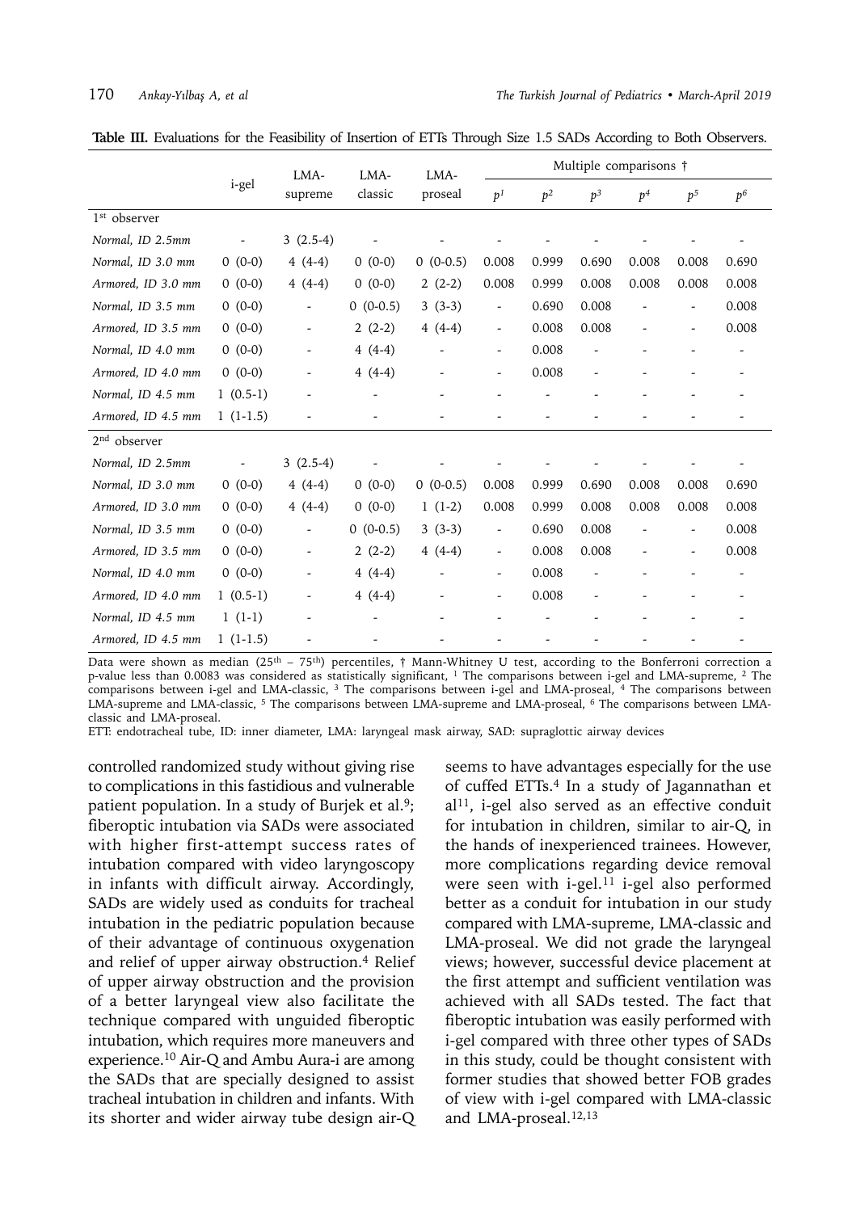**Table III.** Evaluations for the Feasibility of Insertion of ETTs Through Size 1.5 SADs According to Both Observers.

| | i-gel | LMA-supreme | LMA-classic | LMA-proseal | Multiple comparisons † | | | | | |
|---|---|---|---|---|---|---|---|---|---|---|
| | | | | | $p^1$ | $p^2$ | $p^3$ | $p^4$ | $p^5$ | $p^6$ |
| 1st observer | | | | | | | | | | |
| *Normal, ID 2.5mm* | - | 3 (2.5-4) | - | - | - | - | - | - | - | - |
| *Normal, ID 3.0 mm* | 0 (0-0) | 4 (4-4) | 0 (0-0) | 0 (0-0.5) | 0.008 | 0.999 | 0.690 | 0.008 | 0.008 | 0.690 |
| *Armored, ID 3.0 mm* | 0 (0-0) | 4 (4-4) | 0 (0-0) | 2 (2-2) | 0.008 | 0.999 | 0.008 | 0.008 | 0.008 | 0.008 |
| *Normal, ID 3.5 mm* | 0 (0-0) | - | 0 (0-0.5) | 3 (3-3) | - | 0.690 | 0.008 | - | - | 0.008 |
| *Armored, ID 3.5 mm* | 0 (0-0) | - | 2 (2-2) | 4 (4-4) | - | 0.008 | 0.008 | - | - | 0.008 |
| *Normal, ID 4.0 mm* | 0 (0-0) | - | 4 (4-4) | - | - | 0.008 | - | - | - | - |
| *Armored, ID 4.0 mm* | 0 (0-0) | - | 4 (4-4) | - | - | 0.008 | - | - | - | - |
| *Normal, ID 4.5 mm* | 1 (0.5-1) | - | - | - | - | - | - | - | - | - |
| *Armored, ID 4.5 mm* | 1 (1-1.5) | - | - | - | - | - | - | - | - | - |
| 2nd observer | | | | | | | | | | |
| *Normal, ID 2.5mm* | - | 3 (2.5-4) | - | - | - | - | - | - | - | - |
| *Normal, ID 3.0 mm* | 0 (0-0) | 4 (4-4) | 0 (0-0) | 0 (0-0.5) | 0.008 | 0.999 | 0.690 | 0.008 | 0.008 | 0.690 |
| *Armored, ID 3.0 mm* | 0 (0-0) | 4 (4-4) | 0 (0-0) | 1 (1-2) | 0.008 | 0.999 | 0.008 | 0.008 | 0.008 | 0.008 |
| *Normal, ID 3.5 mm* | 0 (0-0) | - | 0 (0-0.5) | 3 (3-3) | - | 0.690 | 0.008 | - | - | 0.008 |
| *Armored, ID 3.5 mm* | 0 (0-0) | - | 2 (2-2) | 4 (4-4) | - | 0.008 | 0.008 | - | - | 0.008 |
| *Normal, ID 4.0 mm* | 0 (0-0) | - | 4 (4-4) | - | - | 0.008 | - | - | - | - |
| *Armored, ID 4.0 mm* | 1 (0.5-1) | - | 4 (4-4) | - | - | 0.008 | - | - | - | - |
| *Normal, ID 4.5 mm* | 1 (1-1) | - | - | - | - | - | - | - | - | - |
| *Armored, ID 4.5 mm* | 1 (1-1.5) | - | - | - | - | - | - | - | - | - |

Data were shown as median (25th – 75th) percentiles, † Mann-Whitney U test, according to the Bonferroni correction a p-value less than 0.0083 was considered as statistically significant, [1] The comparisons between i-gel and LMA-supreme, [2] The comparisons between i-gel and LMA-classic, [3] The comparisons between i-gel and LMA-proseal, [4] The comparisons between LMA-supreme and LMA-classic, [5] The comparisons between LMA-supreme and LMA-proseal, [6] The comparisons between LMA-classic and LMA-proseal.

ETT: endotracheal tube, ID: inner diameter, LMA: laryngeal mask airway, SAD: supraglottic airway devices

controlled randomized study without giving rise to complications in this fastidious and vulnerable patient population. In a study of Burjek et al.[9]; fiberoptic intubation via SADs were associated with higher first-attempt success rates of intubation compared with video laryngoscopy in infants with difficult airway. Accordingly, SADs are widely used as conduits for tracheal intubation in the pediatric population because of their advantage of continuous oxygenation and relief of upper airway obstruction.[4] Relief of upper airway obstruction and the provision of a better laryngeal view also facilitate the technique compared with unguided fiberoptic intubation, which requires more maneuvers and experience.[10] Air-Q and Ambu Aura-i are among the SADs that are specially designed to assist tracheal intubation in children and infants. With its shorter and wider airway tube design air-Q seems to have advantages especially for the use of cuffed ETTs.[4] In a study of Jagannathan et al[11], i-gel also served as an effective conduit for intubation in children, similar to air-Q, in the hands of inexperienced trainees. However, more complications regarding device removal were seen with i-gel.[11] i-gel also performed better as a conduit for intubation in our study compared with LMA-supreme, LMA-classic and LMA-proseal. We did not grade the laryngeal views; however, successful device placement at the first attempt and sufficient ventilation was achieved with all SADs tested. The fact that fiberoptic intubation was easily performed with i-gel compared with three other types of SADs in this study, could be thought consistent with former studies that showed better FOB grades of view with i-gel compared with LMA-classic and LMA-proseal.[12,13]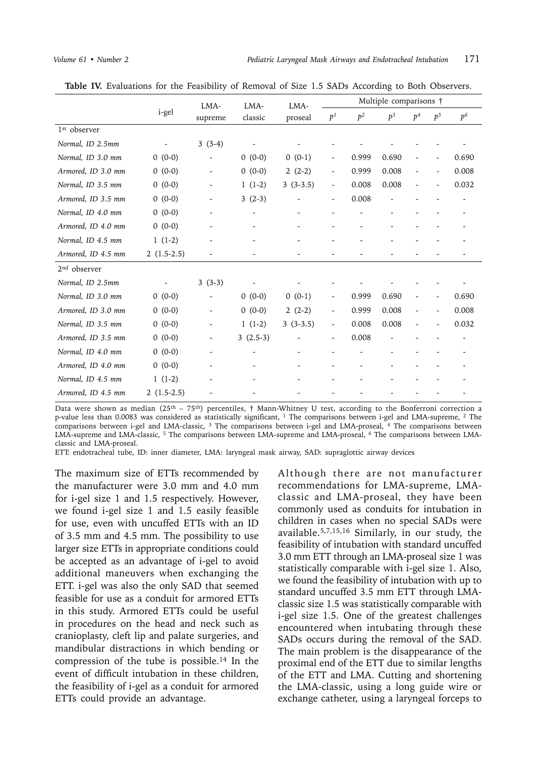**Table IV.** Evaluations for the Feasibility of Removal of Size 1.5 SADs According to Both Observers.

| | i-gel | LMA-supreme | LMA-classic | LMA-proseal | Multiple comparisons † | | | | | |
|---|---|---|---|---|---|---|---|---|---|---|
| | | | | | $p^1$ | $p^2$ | $p^3$ | $p^4$ | $p^5$ | $p^6$ |
| 1st observer | | | | | | | | | | |
| *Normal, ID 2.5mm* | - | 3 (3-4) | - | - | - | - | - | - | - | - |
| *Normal, ID 3.0 mm* | 0 (0-0) | - | 0 (0-0) | 0 (0-1) | - | 0.999 | 0.690 | - | - | 0.690 |
| *Armored, ID 3.0 mm* | 0 (0-0) | - | 0 (0-0) | 2 (2-2) | - | 0.999 | 0.008 | - | - | 0.008 |
| *Normal, ID 3.5 mm* | 0 (0-0) | - | 1 (1-2) | 3 (3-3.5) | - | 0.008 | 0.008 | - | - | 0.032 |
| *Armored, ID 3.5 mm* | 0 (0-0) | - | 3 (2-3) | - | - | 0.008 | - | - | - | - |
| *Normal, ID 4.0 mm* | 0 (0-0) | - | - | - | - | - | - | - | - | - |
| *Armored, ID 4.0 mm* | 0 (0-0) | - | - | - | - | - | - | - | - | - |
| *Normal, ID 4.5 mm* | 1 (1-2) | - | - | - | - | - | - | - | - | - |
| *Armored, ID 4.5 mm* | 2 (1.5-2.5) | - | - | - | - | - | - | - | - | - |
| 2nd observer | | | | | | | | | | |
| *Normal, ID 2.5mm* | - | 3 (3-3) | - | - | - | - | - | - | - | - |
| *Normal, ID 3.0 mm* | 0 (0-0) | - | 0 (0-0) | 0 (0-1) | - | 0.999 | 0.690 | - | - | 0.690 |
| *Armored, ID 3.0 mm* | 0 (0-0) | - | 0 (0-0) | 2 (2-2) | - | 0.999 | 0.008 | - | - | 0.008 |
| *Normal, ID 3.5 mm* | 0 (0-0) | - | 1 (1-2) | 3 (3-3.5) | - | 0.008 | 0.008 | - | - | 0.032 |
| *Armored, ID 3.5 mm* | 0 (0-0) | - | 3 (2.5-3) | - | - | 0.008 | - | - | - | - |
| *Normal, ID 4.0 mm* | 0 (0-0) | - | - | - | - | - | - | - | - | - |
| *Armored, ID 4.0 mm* | 0 (0-0) | - | - | - | - | - | - | - | - | - |
| *Normal, ID 4.5 mm* | 1 (1-2) | - | - | - | - | - | - | - | - | - |
| *Armored, ID 4.5 mm* | 2 (1.5-2.5) | - | - | - | - | - | - | - | - | - |

Data were shown as median (25th – 75th) percentiles, † Mann-Whitney U test, according to the Bonferroni correction a p-value less than 0.0083 was considered as statistically significant, 1 The comparisons between i-gel and LMA-supreme, 2 The comparisons between i-gel and LMA-classic, 3 The comparisons between i-gel and LMA-proseal, 4 The comparisons between LMA-supreme and LMA-classic, 5 The comparisons between LMA-supreme and LMA-proseal, 6 The comparisons between LMA-classic and LMA-proseal.

ETT: endotracheal tube, ID: inner diameter, LMA: laryngeal mask airway, SAD: supraglottic airway devices

The maximum size of ETTs recommended by the manufacturer were 3.0 mm and 4.0 mm for i-gel size 1 and 1.5 respectively. However, we found i-gel size 1 and 1.5 easily feasible for use, even with uncuffed ETTs with an ID of 3.5 mm and 4.5 mm. The possibility to use larger size ETTs in appropriate conditions could be accepted as an advantage of i-gel to avoid additional maneuvers when exchanging the ETT. i-gel was also the only SAD that seemed feasible for use as a conduit for armored ETTs in this study. Armored ETTs could be useful in procedures on the head and neck such as cranioplasty, cleft lip and palate surgeries, and mandibular distractions in which bending or compression of the tube is possible.[14] In the event of difficult intubation in these children, the feasibility of i-gel as a conduit for armored ETTs could provide an advantage.

Although there are not manufacturer recommendations for LMA-supreme, LMA-classic and LMA-proseal, they have been commonly used as conduits for intubation in children in cases when no special SADs were available.[5,7,15,16] Similarly, in our study, the feasibility of intubation with standard uncuffed 3.0 mm ETT through an LMA-proseal size 1 was statistically comparable with i-gel size 1. Also, we found the feasibility of intubation with up to standard uncuffed 3.5 mm ETT through LMA-classic size 1.5 was statistically comparable with i-gel size 1.5. One of the greatest challenges encountered when intubating through these SADs occurs during the removal of the SAD. The main problem is the disappearance of the proximal end of the ETT due to similar lengths of the ETT and LMA. Cutting and shortening the LMA-classic, using a long guide wire or exchange catheter, using a laryngeal forceps to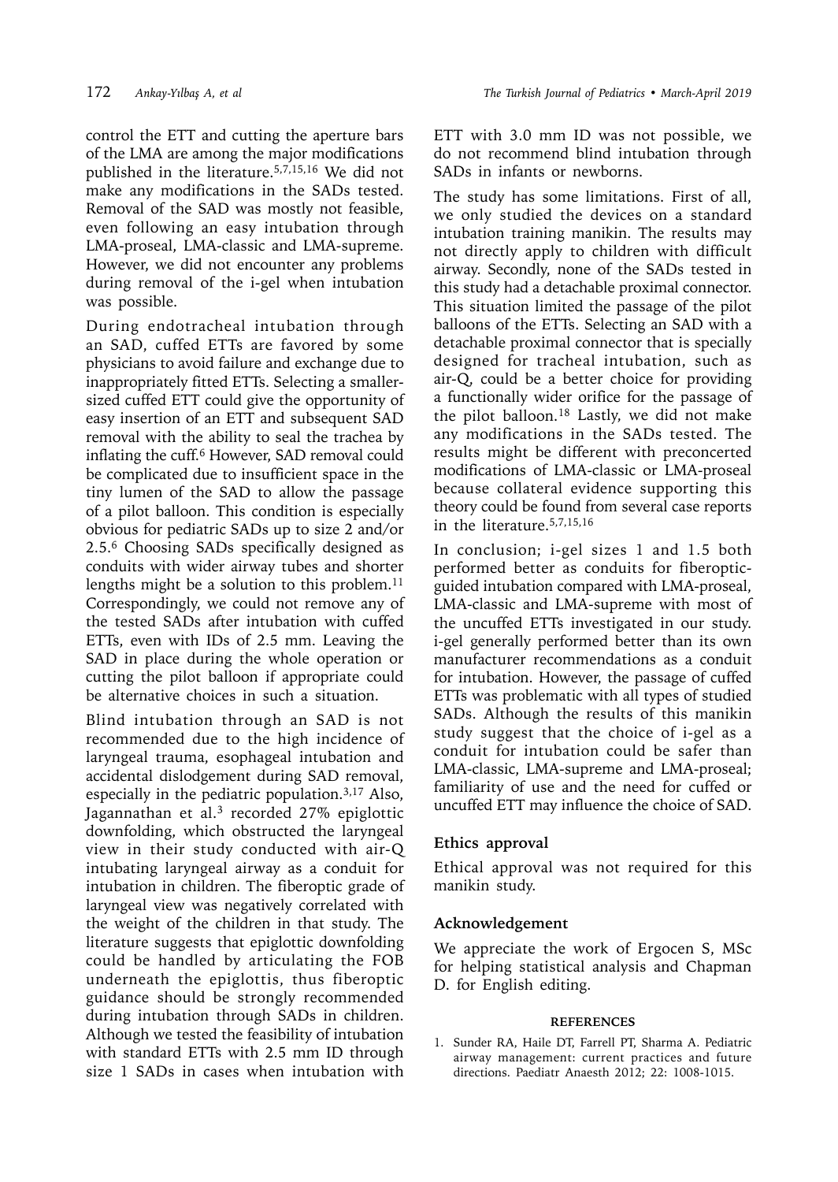control the ETT and cutting the aperture bars of the LMA are among the major modifications published in the literature.[5,7,15,16] We did not make any modifications in the SADs tested. Removal of the SAD was mostly not feasible, even following an easy intubation through LMA-proseal, LMA-classic and LMA-supreme. However, we did not encounter any problems during removal of the i-gel when intubation was possible.

During endotracheal intubation through an SAD, cuffed ETTs are favored by some physicians to avoid failure and exchange due to inappropriately fitted ETTs. Selecting a smaller-sized cuffed ETT could give the opportunity of easy insertion of an ETT and subsequent SAD removal with the ability to seal the trachea by inflating the cuff.[6] However, SAD removal could be complicated due to insufficient space in the tiny lumen of the SAD to allow the passage of a pilot balloon. This condition is especially obvious for pediatric SADs up to size 2 and/or 2.5.[6] Choosing SADs specifically designed as conduits with wider airway tubes and shorter lengths might be a solution to this problem.[11] Correspondingly, we could not remove any of the tested SADs after intubation with cuffed ETTs, even with IDs of 2.5 mm. Leaving the SAD in place during the whole operation or cutting the pilot balloon if appropriate could be alternative choices in such a situation.

Blind intubation through an SAD is not recommended due to the high incidence of laryngeal trauma, esophageal intubation and accidental dislodgement during SAD removal, especially in the pediatric population.[3,17] Also, Jagannathan et al.[3] recorded 27% epiglottic downfolding, which obstructed the laryngeal view in their study conducted with air-Q intubating laryngeal airway as a conduit for intubation in children. The fiberoptic grade of laryngeal view was negatively correlated with the weight of the children in that study. The literature suggests that epiglottic downfolding could be handled by articulating the FOB underneath the epiglottis, thus fiberoptic guidance should be strongly recommended during intubation through SADs in children. Although we tested the feasibility of intubation with standard ETTs with 2.5 mm ID through size 1 SADs in cases when intubation with ETT with 3.0 mm ID was not possible, we do not recommend blind intubation through SADs in infants or newborns.

The study has some limitations. First of all, we only studied the devices on a standard intubation training manikin. The results may not directly apply to children with difficult airway. Secondly, none of the SADs tested in this study had a detachable proximal connector. This situation limited the passage of the pilot balloons of the ETTs. Selecting an SAD with a detachable proximal connector that is specially designed for tracheal intubation, such as air-Q, could be a better choice for providing a functionally wider orifice for the passage of the pilot balloon.[18] Lastly, we did not make any modifications in the SADs tested. The results might be different with preconcerted modifications of LMA-classic or LMA-proseal because collateral evidence supporting this theory could be found from several case reports in the literature.[5,7,15,16]

In conclusion; i-gel sizes 1 and 1.5 both performed better as conduits for fiberoptic-guided intubation compared with LMA-proseal, LMA-classic and LMA-supreme with most of the uncuffed ETTs investigated in our study. i-gel generally performed better than its own manufacturer recommendations as a conduit for intubation. However, the passage of cuffed ETTs was problematic with all types of studied SADs. Although the results of this manikin study suggest that the choice of i-gel as a conduit for intubation could be safer than LMA-classic, LMA-supreme and LMA-proseal; familiarity of use and the need for cuffed or uncuffed ETT may influence the choice of SAD.

## Ethics approval

Ethical approval was not required for this manikin study.

## Acknowledgement

We appreciate the work of Ergocen S, MSc for helping statistical analysis and Chapman D. for English editing.

### REFERENCES

1. Sunder RA, Haile DT, Farrell PT, Sharma A. Pediatric airway management: current practices and future directions. Paediatr Anaesth 2012; 22: 1008-1015.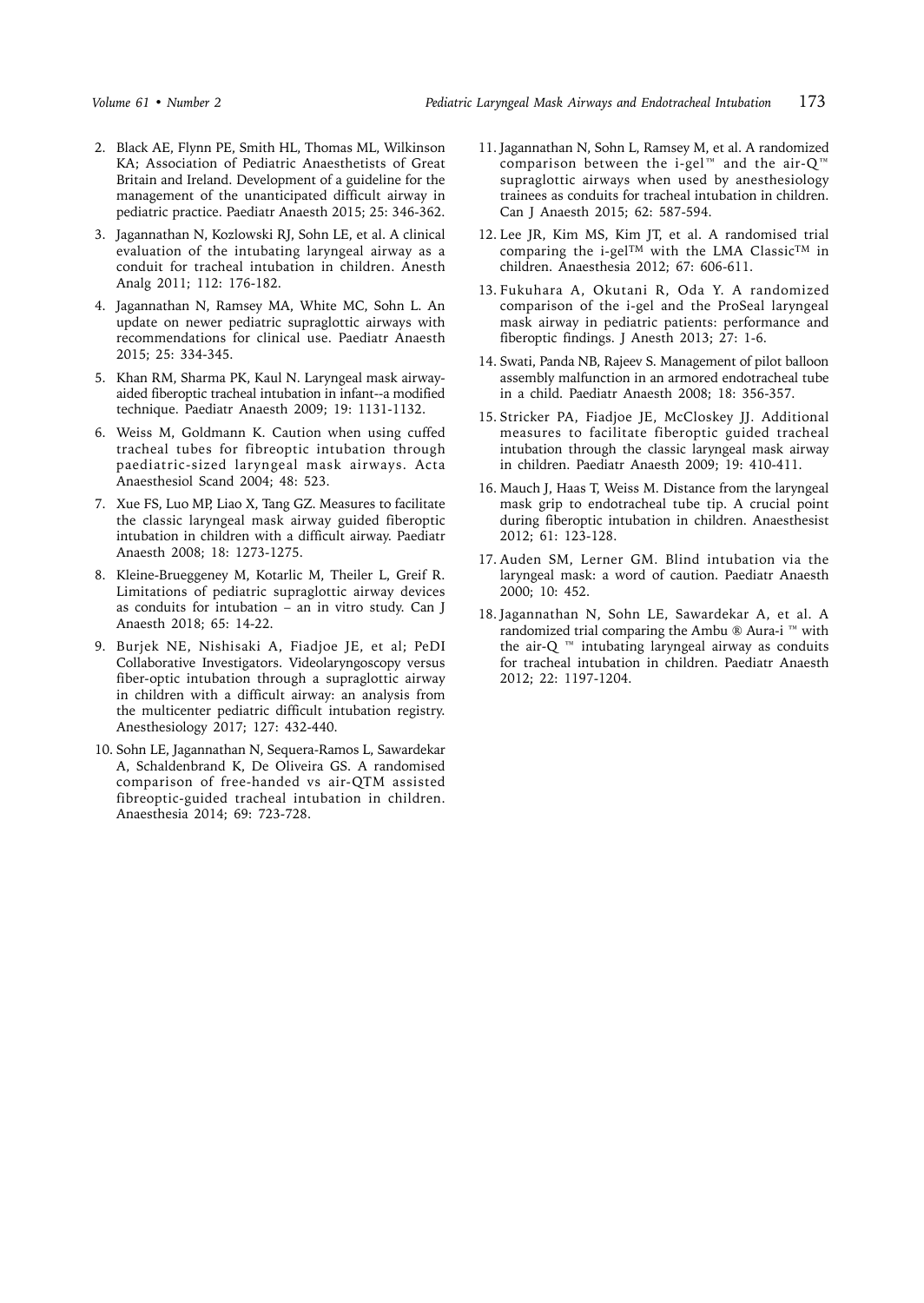2. Black AE, Flynn PE, Smith HL, Thomas ML, Wilkinson KA; Association of Pediatric Anaesthetists of Great Britain and Ireland. Development of a guideline for the management of the unanticipated difficult airway in pediatric practice. Paediatr Anaesth 2015; 25: 346-362.
3. Jagannathan N, Kozlowski RJ, Sohn LE, et al. A clinical evaluation of the intubating laryngeal airway as a conduit for tracheal intubation in children. Anesth Analg 2011; 112: 176-182.
4. Jagannathan N, Ramsey MA, White MC, Sohn L. An update on newer pediatric supraglottic airways with recommendations for clinical use. Paediatr Anaesth 2015; 25: 334-345.
5. Khan RM, Sharma PK, Kaul N. Laryngeal mask airway-aided fiberoptic tracheal intubation in infant--a modified technique. Paediatr Anaesth 2009; 19: 1131-1132.
6. Weiss M, Goldmann K. Caution when using cuffed tracheal tubes for fibreoptic intubation through paediatric-sized laryngeal mask airways. Acta Anaesthesiol Scand 2004; 48: 523.
7. Xue FS, Luo MP, Liao X, Tang GZ. Measures to facilitate the classic laryngeal mask airway guided fiberoptic intubation in children with a difficult airway. Paediatr Anaesth 2008; 18: 1273-1275.
8. Kleine-Brueggeney M, Kotarlic M, Theiler L, Greif R. Limitations of pediatric supraglottic airway devices as conduits for intubation – an in vitro study. Can J Anaesth 2018; 65: 14-22.
9. Burjek NE, Nishisaki A, Fiadjoe JE, et al; PeDI Collaborative Investigators. Videolaryngoscopy versus fiber-optic intubation through a supraglottic airway in children with a difficult airway: an analysis from the multicenter pediatric difficult intubation registry. Anesthesiology 2017; 127: 432-440.
10. Sohn LE, Jagannathan N, Sequera-Ramos L, Sawardekar A, Schaldenbrand K, De Oliveira GS. A randomised comparison of free-handed vs air-QTM assisted fibreoptic-guided tracheal intubation in children. Anaesthesia 2014; 69: 723-728.
11. Jagannathan N, Sohn L, Ramsey M, et al. A randomized comparison between the i-gel™ and the air-Q™ supraglottic airways when used by anesthesiology trainees as conduits for tracheal intubation in children. Can J Anaesth 2015; 62: 587-594.
12. Lee JR, Kim MS, Kim JT, et al. A randomised trial comparing the i-gelTM with the LMA ClassicTM in children. Anaesthesia 2012; 67: 606-611.
13. Fukuhara A, Okutani R, Oda Y. A randomized comparison of the i-gel and the ProSeal laryngeal mask airway in pediatric patients: performance and fiberoptic findings. J Anesth 2013; 27: 1-6.
14. Swati, Panda NB, Rajeev S. Management of pilot balloon assembly malfunction in an armored endotracheal tube in a child. Paediatr Anaesth 2008; 18: 356-357.
15. Stricker PA, Fiadjoe JE, McCloskey JJ. Additional measures to facilitate fiberoptic guided tracheal intubation through the classic laryngeal mask airway in children. Paediatr Anaesth 2009; 19: 410-411.
16. Mauch J, Haas T, Weiss M. Distance from the laryngeal mask grip to endotracheal tube tip. A crucial point during fiberoptic intubation in children. Anaesthesist 2012; 61: 123-128.
17. Auden SM, Lerner GM. Blind intubation via the laryngeal mask: a word of caution. Paediatr Anaesth 2000; 10: 452.
18. Jagannathan N, Sohn LE, Sawardekar A, et al. A randomized trial comparing the Ambu ® Aura-i ™ with the air-Q ™ intubating laryngeal airway as conduits for tracheal intubation in children. Paediatr Anaesth 2012; 22: 1197-1204.